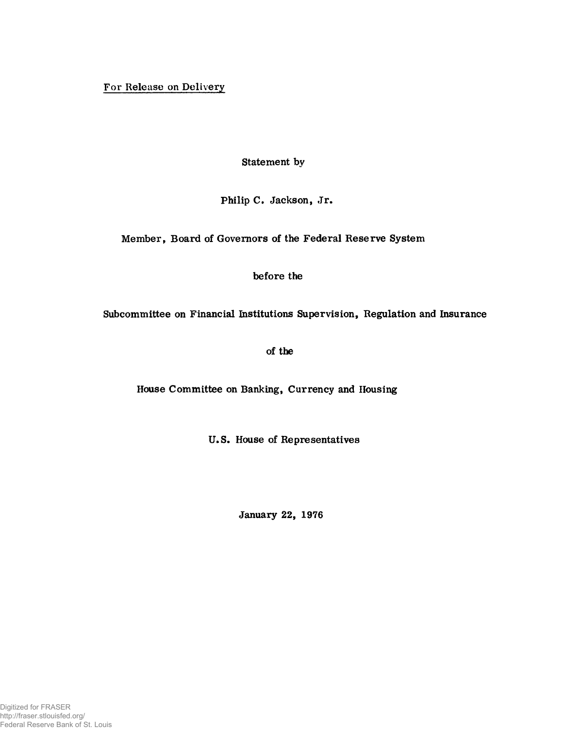For Release on Delivery

Statement by

Philip C. Jackson, Jr.

Member, Board of Governors of the Federal Reserve System

before the

Subcommittee on Financial Institutions Supervision, Regulation and Insurance

of the

House Committee on Banking, Currency and Housing

U.S. House of Representatives

January 22, 1976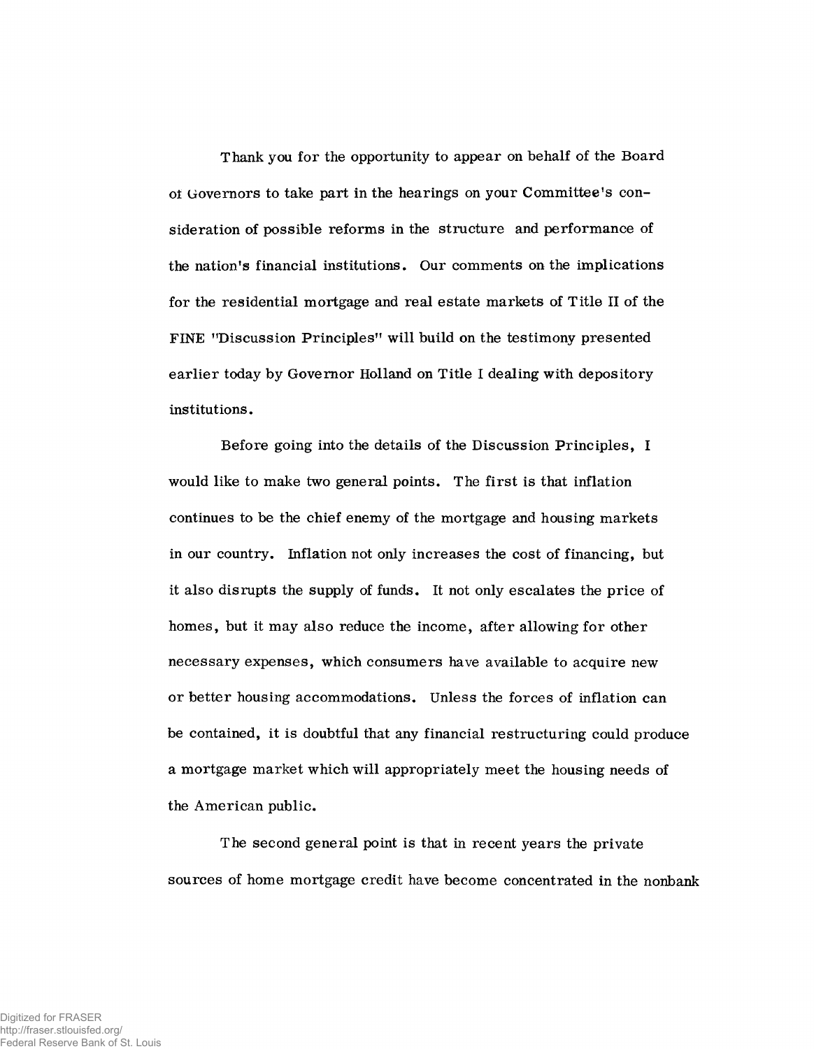Thank you for the opportunity to appear on behalf of the Board of Governors to take part in the hearings on your Committee's consideration of possible reforms in the structure and performance of the nation's financial institutions. Our comments on the implications for the residential mortgage and real estate markets of Title II of the FINE "Discussion Principles" will build on the testimony presented earlier today by Governor Holland on Title I dealing with depository institutions.

Before going into the details of the Discussion Principles, I would like to make two general points. The first is that inflation continues to be the chief enemy of the mortgage and housing markets in our country. Inflation not only increases the cost of financing, but it also disrupts the supply of funds. It not only escalates the price of homes, but it may also reduce the income, after allowing for other necessary expenses, which consumers have available to acquire new or better housing accommodations. Unless the forces of inflation can be contained, it is doubtful that any financial restructuring could produce a mortgage market which will appropriately meet the housing needs of the American public.

The second general point is that in recent years the private sources of home mortgage credit have become concentrated in the nonbank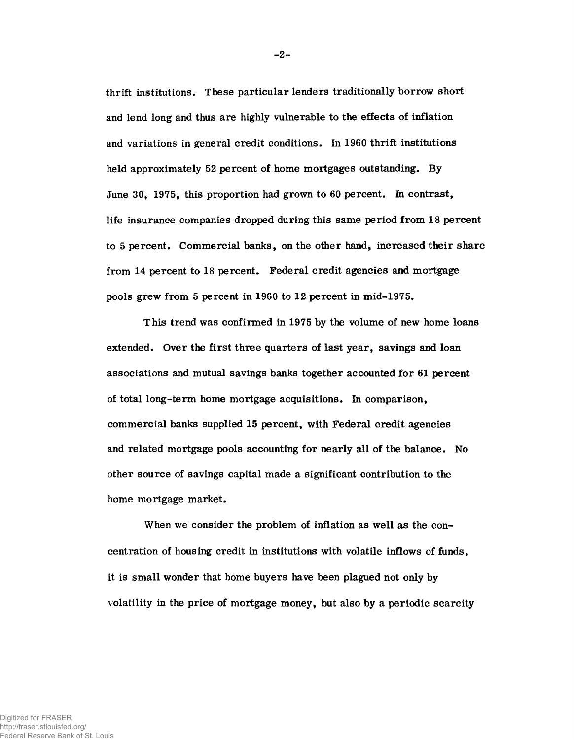thrift institutions. These particular lenders traditionally borrow short and lend long and thus are highly vulnerable to the effects of inflation and variations in general credit conditions. In 1960 thrift institutions held approximately 52 percent of home mortgages outstanding. By June 30, 1975, this proportion had grown to 60 percent. In contrast, life insurance companies dropped during this same period from 18 percent to 5 percent. Commercial banks, on the other hand, increased their share from 14 percent to 18 percent. Federal credit agencies and mortgage pools grew from 5 percent in 1960 to 12 percent in mid-1975.

This trend was confirmed in 1975 by the volume of new home loans extended. Over the first three quarters of last year, savings and loan associations and mutual savings banks together accounted for 61 percent of total long-term home mortgage acquisitions. In comparison, commercial banks supplied 15 percent, with Federal credit agencies and related mortgage pools accounting for nearly all of the balance. No other source of savings capital made a significant contribution to the home mortgage market.

When we consider the problem of inflation as well as the concentration of housing credit in institutions with volatile inflows of funds, it is small wonder that home buyers have been plagued not only by volatility in the price of mortgage money, but also by a periodic scarcity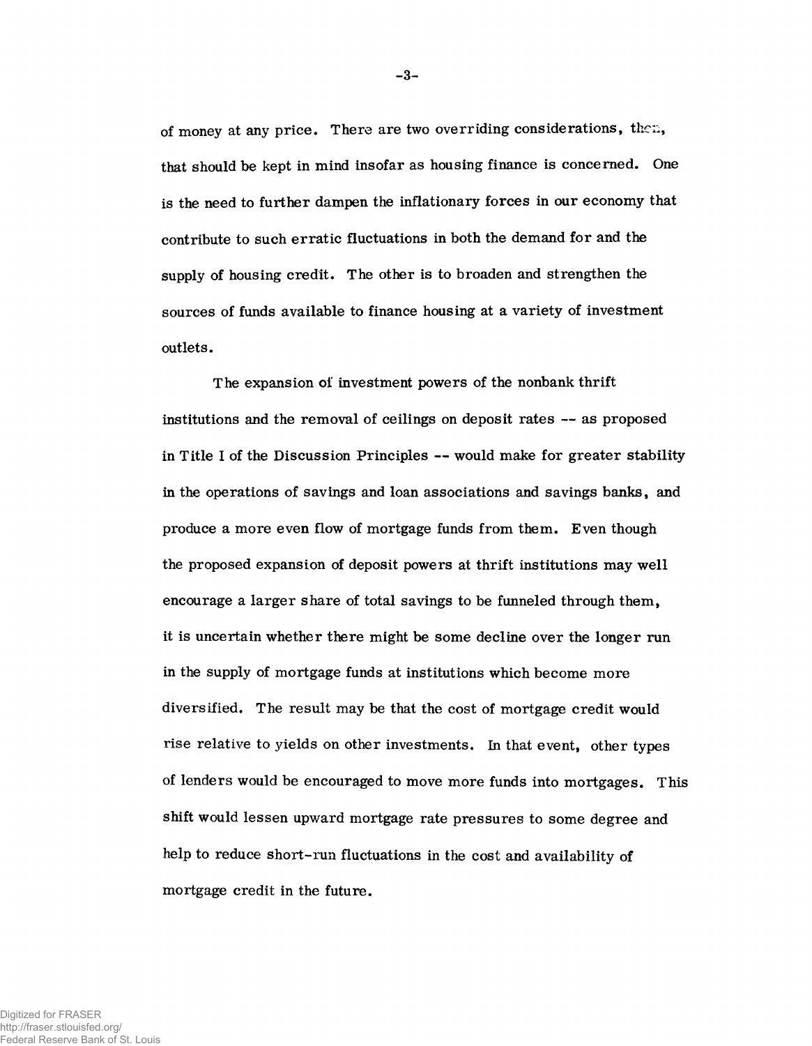of money at any price. There are two overriding considerations, then, that should be kept in mind insofar as housing finance is concerned. One is the need to further dampen the inflationary forces in our economy that contribute to such erratic fluctuations in both the demand for and the supply of housing credit. The other is to broaden and strengthen the sources of funds available to finance housing at a variety of investment outlets.

The expansion of investment powers of the nonbank thrift institutions and the removal of ceilings on deposit rates -- as proposed in Title I of the Discussion Principles -- would make for greater stability in the operations of savings and loan associations and savings banks, and produce a more even flow of mortgage funds from them. Even though the proposed expansion of deposit powers at thrift institutions may well encourage a larger share of total savings to be funneled through them, it is uncertain whether there might be some decline over the longer run in the supply of mortgage funds at institutions which become more diversified. The result may be that the cost of mortgage credit would rise relative to yields on other investments. In that event, other types of lenders would be encouraged to move more funds into mortgages. This shift would lessen upward mortgage rate pressures to some degree and help to reduce short-run fluctuations in the cost and availability of mortgage credit in the future.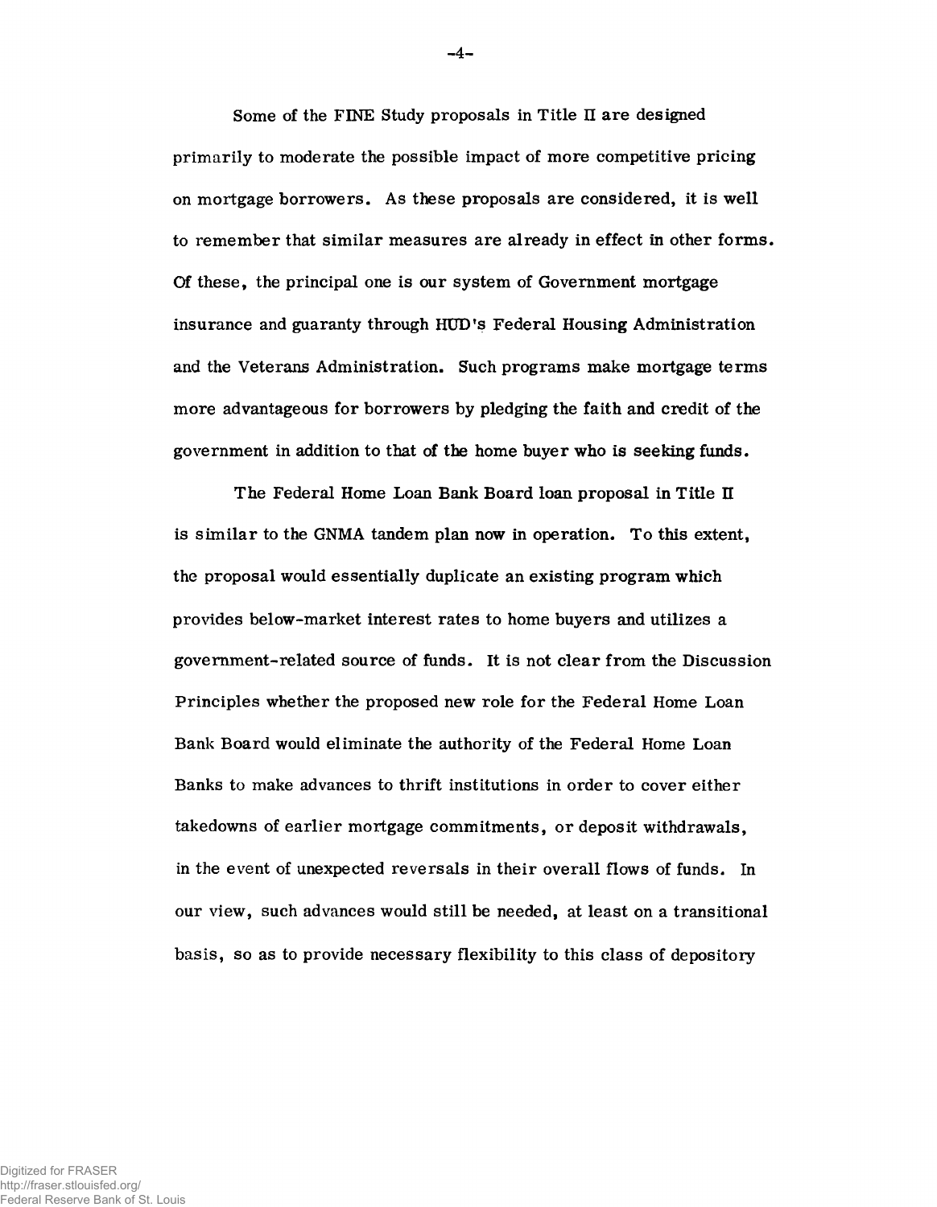Some of the FINE Study proposals in Title II are designed primarily to moderate the possible impact of more competitive pricing on mortgage borrowers. As these proposals are considered, it is well to remember that similar measures are already in effect in other forms. Of these, the principal one is our system of Government mortgage insurance and guaranty through HUD's Federal Housing Administration and the Veterans Administration. Such programs make mortgage terms more advantageous for borrowers by pledging the faith and credit of the government in addition to that of the home buyer who is seeking funds.

The Federal Home Loan Bank Board loan proposal in Title II is similar to the GNMA tandem plan now in operation. To this extent, the proposal would essentially duplicate an existing program which provides below-market interest rates to home buyers and utilizes a government-related source of funds. It is not clear from the Discussion Principles whether the proposed new role for the Federal Home Loan Bank Board would eliminate the authority of the Federal Home Loan Banks to make advances to thrift institutions in order to cover either takedowns of earlier mortgage commitments, or deposit withdrawals, in the event of unexpected reversals in their overall flows of funds. In our view, such advances would still be needed, at least on a transitional basis, so as to provide necessary flexibility to this class of depository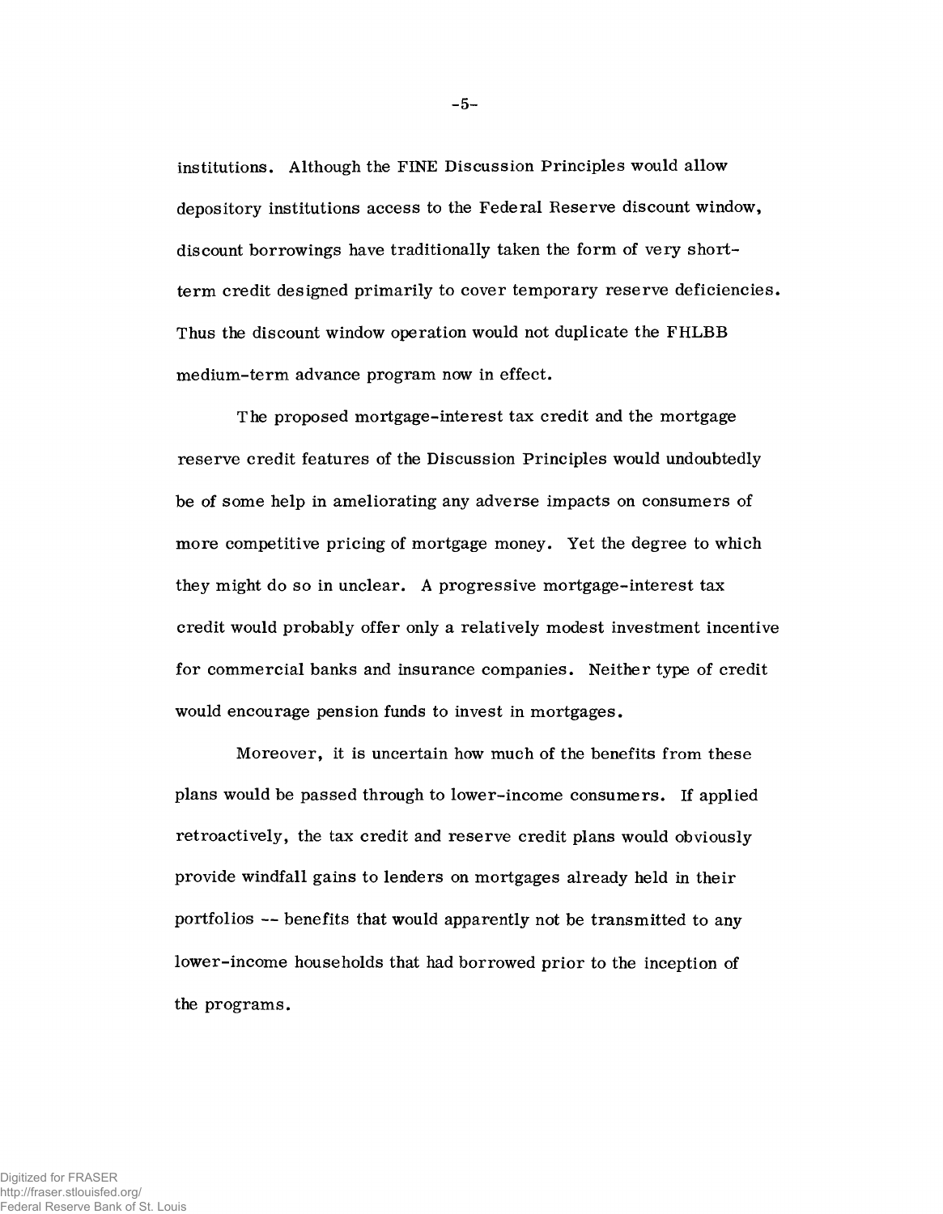institutions. Although the FINE Discussion Principles would allow depository institutions access to the Federal Reserve discount window, discount borrowings have traditionally taken the form of very short-term credit designed primarily to cover temporary reserve deficiencies. Thus the discount window operation would not duplicate the FHLBB medium-term advance program now in effect.

The proposed mortgage-interest tax credit and the mortgage reserve credit features of the Discussion Principles would undoubtedly be of some help in ameliorating any adverse impacts on consumers of more competitive pricing of mortgage money. Yet the degree to which they might do so in unclear. A progressive mortgage-interest tax credit would probably offer only a relatively modest investment incentive for commercial banks and insurance companies. Neither type of credit would encourage pension funds to invest in mortgages.

Moreover, it is uncertain how much of the benefits from these plans would be passed through to lower-income consumers. If applied retroactively, the tax credit and reserve credit plans would obviously provide windfall gains to lenders on mortgages already held in their portfolios -- benefits that would apparently not be transmitted to any lower-income households that had borrowed prior to the inception of the programs.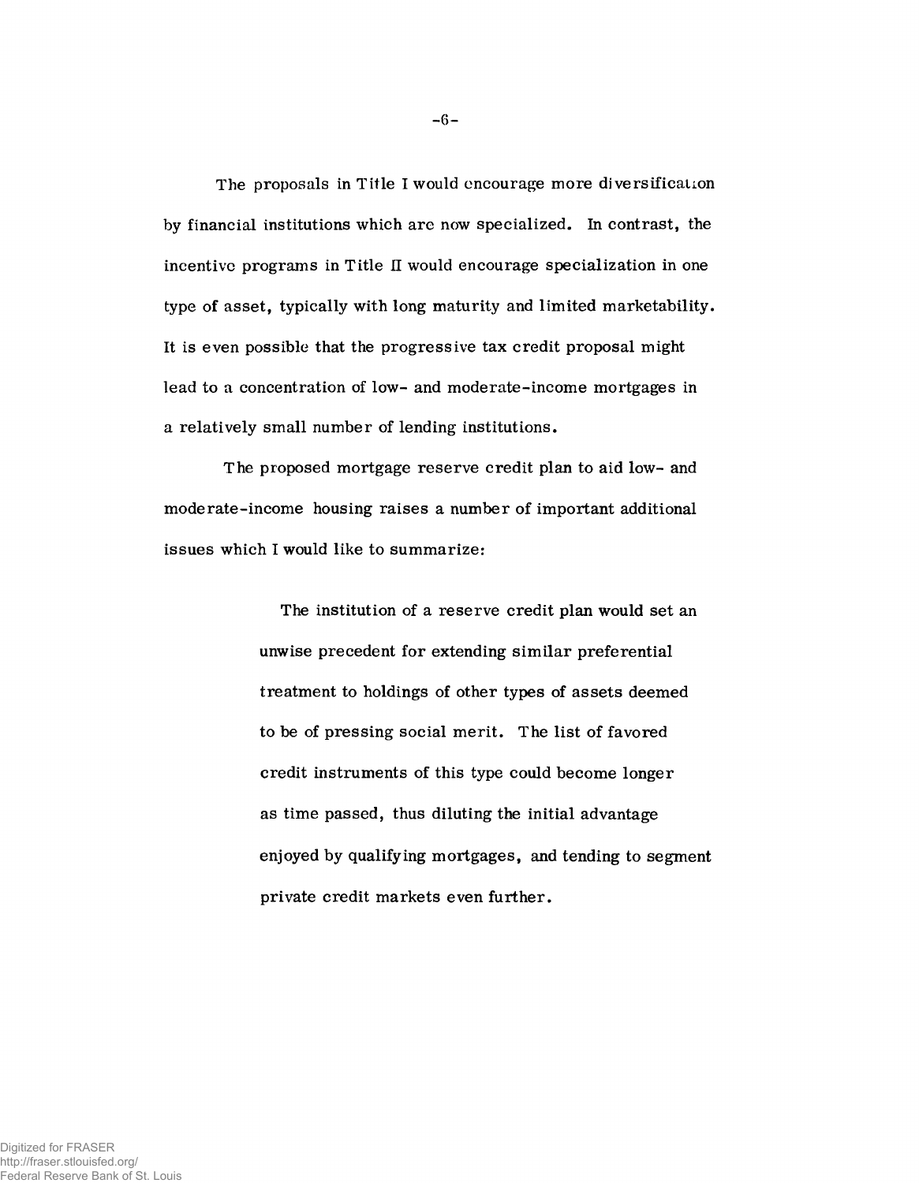The proposals in Title I would encourage more diversification by financial institutions which are now specialized. In contrast, the incentive programs in Title II would encourage specialization in one type of asset, typically with long maturity and limited marketability. It is even possible that the progressive tax credit proposal might lead to a concentration of low- and moderate-income mortgages in a relatively small number of lending institutions.

The proposed mortgage reserve credit plan to aid low- and moderate-income housing raises a number of important additional issues which I would like to summarize:

> The institution of a reserve credit plan would set an unwise precedent for extending similar preferential treatment to holdings of other types of assets deemed to be of pressing social merit. The list of favored credit instruments of this type could become longer as time passed, thus diluting the initial advantage enjoyed by qualifying mortgages, and tending to segment private credit markets even further.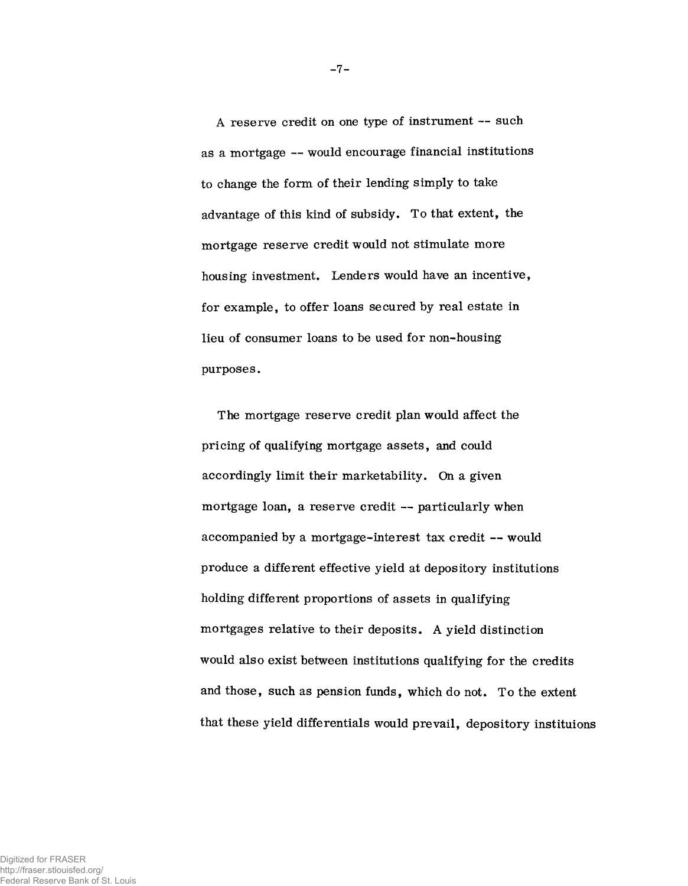A reserve credit on one type of instrument -- such as a mortgage -- would encourage financial institutions to change the form of their lending simply to take advantage of this kind of subsidy. To that extent, the mortgage reserve credit would not stimulate more housing investment. Lenders would have an incentive, for example, to offer loans secured by real estate in lieu of consumer loans to be used for non-housing purposes.

The mortgage reserve credit plan would affect the pricing of qualifying mortgage assets, and could accordingly limit their marketability. On a given mortgage loan, a reserve credit -- particularly when accompanied by a mortgage-interest tax credit -- would produce a different effective yield at depository institutions holding different proportions of assets in qualifying mortgages relative to their deposits. A yield distinction would also exist between institutions qualifying for the credits and those, such as pension funds, which do not. To the extent that these yield differentials would prevail, depository instituions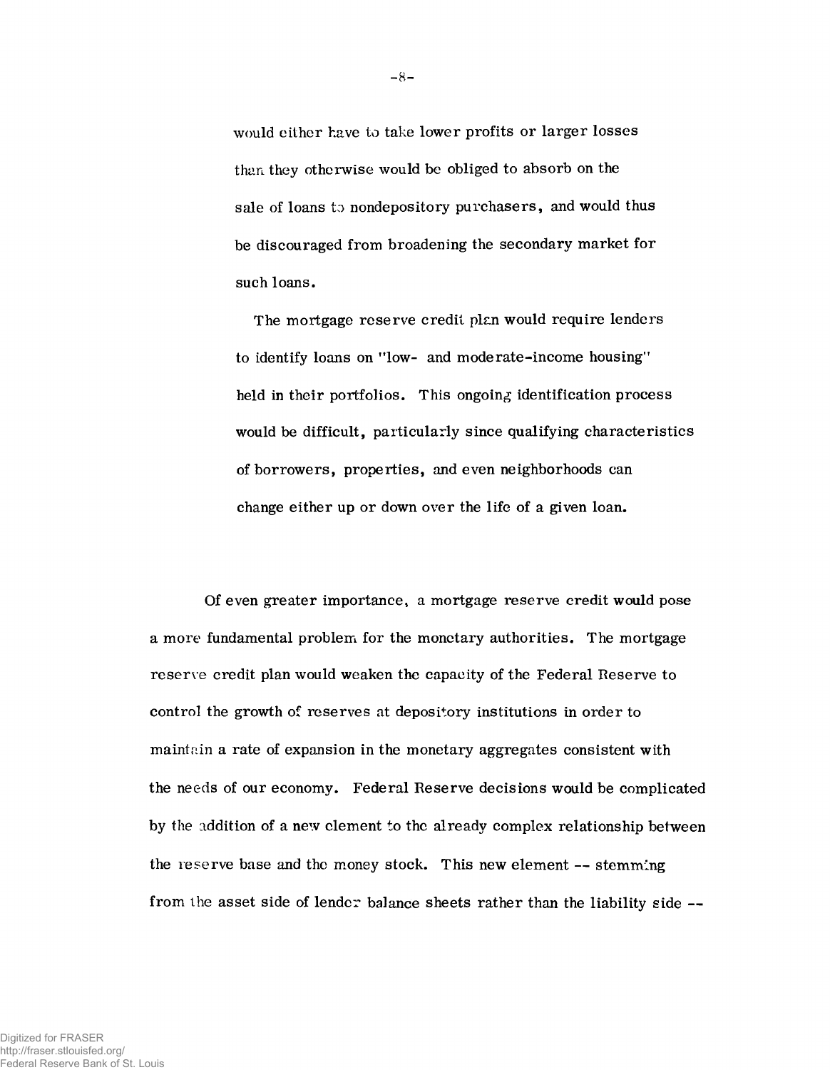would either have to take lower profits or larger losses than they otherwise would be obliged to absorb on the sale of loans to nondepository purchasers, and would thus be discouraged from broadening the secondary market for such loans.

> The mortgage reserve credit plan would require lenders to identify loans on "low- and moderate-income housing" held in their portfolios. This ongoing identification process would be difficult, particularly since qualifying characteristics of borrowers, properties, and even neighborhoods can change either up or down over the life of a given loan.

Of even greater importance, a mortgage reserve credit would pose a more fundamental problem for the monetary authorities. The mortgage reserve credit plan would weaken the capacity of the Federal Reserve to control the growth of reserves at depository institutions in order to maintain a rate of expansion in the monetary aggregates consistent with the needs of our economy. Federal Reserve decisions would be complicated by the addition of a new element to the already complex relationship between the reserve base and the money stock. This new element -- stemming from the asset side of lender balance sheets rather than the liability side --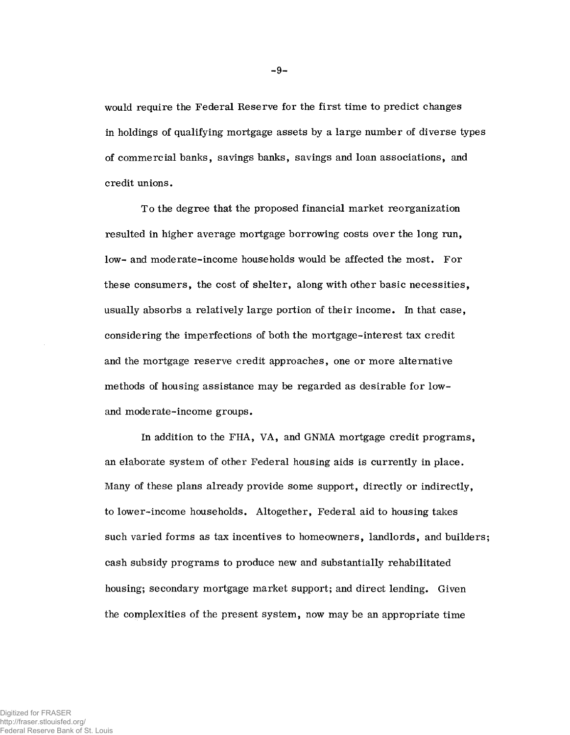would require the Federal Reserve for the first time to predict changes in holdings of qualifying mortgage assets by a large number of diverse types of commercial banks, savings banks, savings and loan associations, and credit unions.

To the degree that the proposed financial market reorganization resulted in higher average mortgage borrowing costs over the long run, low- and moderate-income households would be affected the most. For these consumers, the cost of shelter, along with other basic necessities, usually absorbs a relatively large portion of their income. In that case, considering the imperfections of both the mortgage-interest tax credit and the mortgage reserve credit approaches, one or more alternative methods of housing assistance may be regarded as desirable for low- and moderate-income groups.

In addition to the FHA, VA, and GNMA mortgage credit programs, an elaborate system of other Federal housing aids is currently in place. Many of these plans already provide some support, directly or indirectly, to lower-income households. Altogether, Federal aid to housing takes such varied forms as tax incentives to homeowners, landlords, and builders; cash subsidy programs to produce new and substantially rehabilitated housing; secondary mortgage market support; and direct lending. Given the complexities of the present system, now may be an appropriate time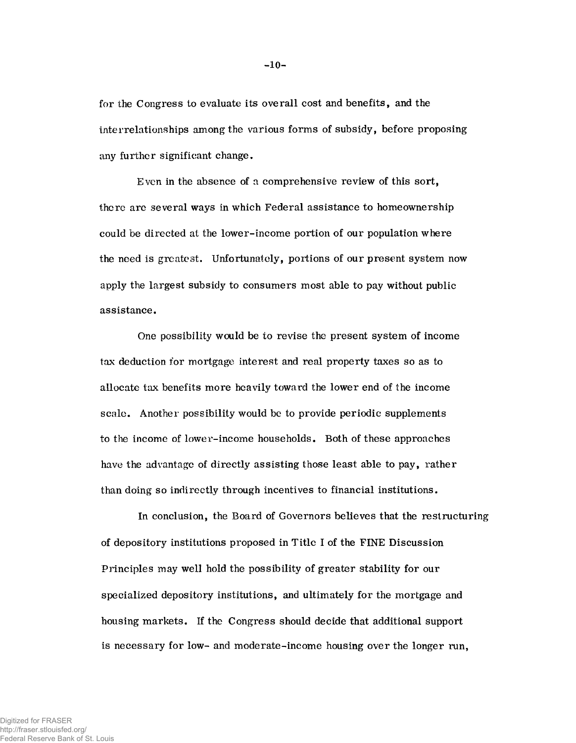for the Congress to evaluate its overall cost and benefits, and the interrelationships among the various forms of subsidy, before proposing any further significant change.

Even in the absence of a comprehensive review of this sort, there are several ways in which Federal assistance to homeownership could be directed at the lower-income portion of our population where the need is greatest. Unfortunately, portions of our present system now apply the largest subsidy to consumers most able to pay without public assistance.

One possibility would be to revise the present system of income tax deduction for mortgage interest and real property taxes so as to allocate tax benefits more heavily toward the lower end of the income scale. Another possibility would be to provide periodic supplements to the income of lower-income households. Both of these approaches have the advantage of directly assisting those least able to pay, rather than doing so indirectly through incentives to financial institutions.

In conclusion, the Board of Governors believes that the restructuring of depository institutions proposed in Title I of the FINE Discussion Principles may well hold the possibility of greater stability for our specialized depository institutions, and ultimately for the mortgage and housing markets. If the Congress should decide that additional support is necessary for low- and moderate-income housing over the longer run,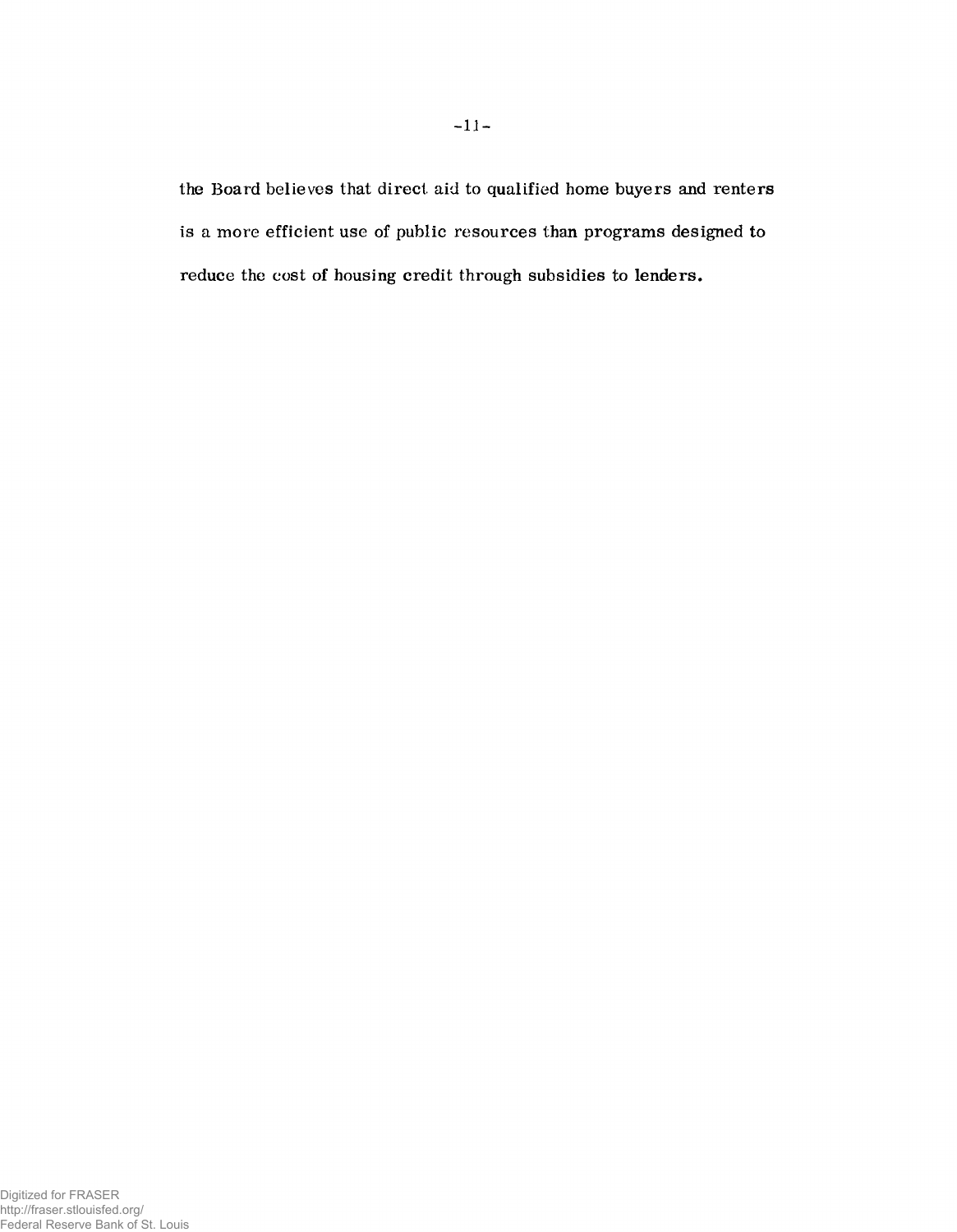the Board believes that direct aid to qualified home buyers and renters is a more efficient use of public resources than programs designed to reduce the cost of housing credit through subsidies to lenders.